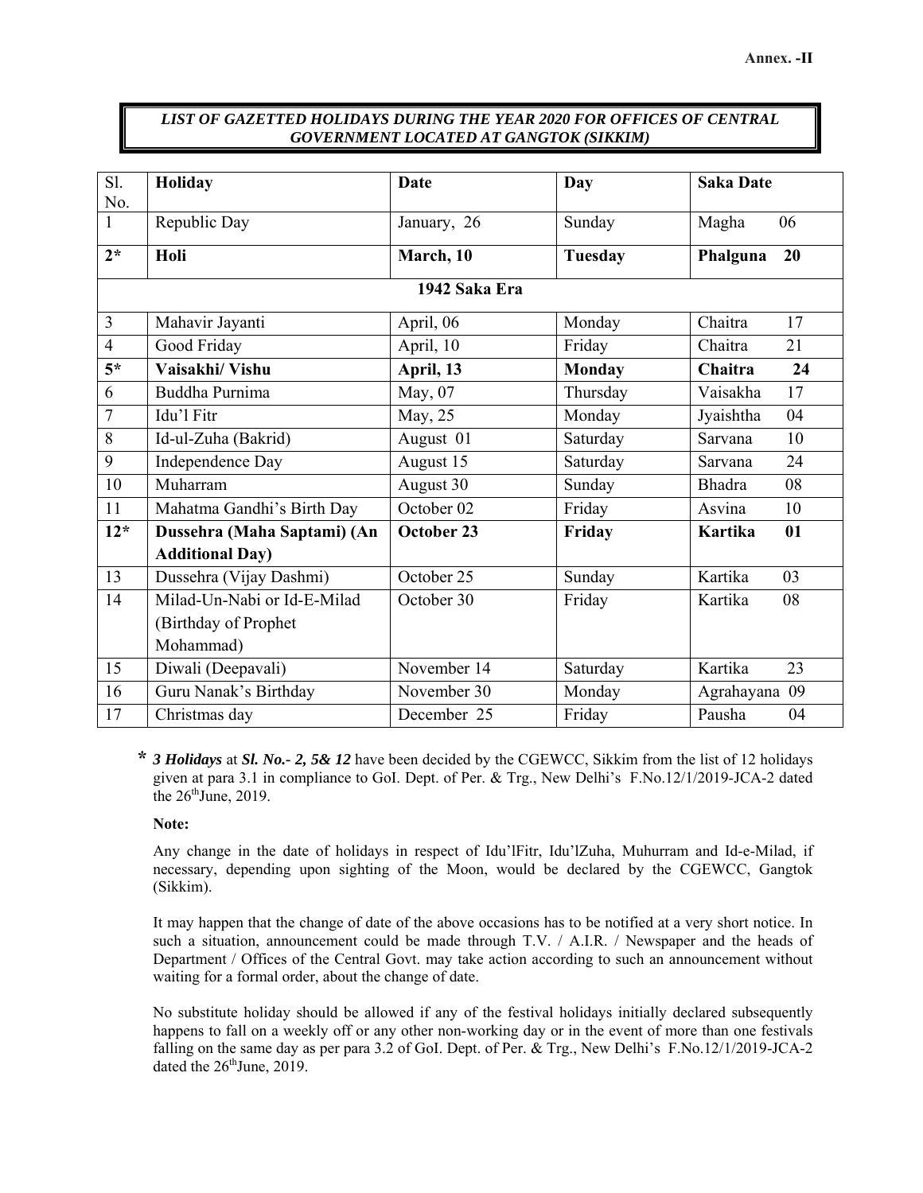**Annex. -II**

***LIST OF GAZETTED HOLIDAYS DURING THE YEAR 2020 FOR OFFICES OF CENTRAL GOVERNMENT LOCATED AT GANGTOK (SIKKIM)***

| Sl. No. | Holiday | Date | Day | Saka Date |
|---|---|---|---|---|
| 1 | Republic Day | January, 26 | Sunday | Magha 06 |
| **2*** | **Holi** | **March, 10** | **Tuesday** | **Phalguna 20** |
| | | **1942 Saka Era** | | |
| 3 | Mahavir Jayanti | April, 06 | Monday | Chaitra 17 |
| 4 | Good Friday | April, 10 | Friday | Chaitra 21 |
| **5*** | **Vaisakhi/ Vishu** | **April, 13** | **Monday** | **Chaitra 24** |
| 6 | Buddha Purnima | May, 07 | Thursday | Vaisakha 17 |
| 7 | Idu'l Fitr | May, 25 | Monday | Jyaishtha 04 |
| 8 | Id-ul-Zuha (Bakrid) | August 01 | Saturday | Sarvana 10 |
| 9 | Independence Day | August 15 | Saturday | Sarvana 24 |
| 10 | Muharram | August 30 | Sunday | Bhadra 08 |
| 11 | Mahatma Gandhi's Birth Day | October 02 | Friday | Asvina 10 |
| **12*** | **Dussehra (Maha Saptami) (An Additional Day)** | **October 23** | **Friday** | **Kartika 01** |
| 13 | Dussehra (Vijay Dashmi) | October 25 | Sunday | Kartika 03 |
| 14 | Milad-Un-Nabi or Id-E-Milad (Birthday of Prophet Mohammad) | October 30 | Friday | Kartika 08 |
| 15 | Diwali (Deepavali) | November 14 | Saturday | Kartika 23 |
| 16 | Guru Nanak's Birthday | November 30 | Monday | Agrahayana 09 |
| 17 | Christmas day | December 25 | Friday | Pausha 04 |

**\*** ***3 Holidays*** at ***Sl. No.- 2, 5& 12*** have been decided by the CGEWCC, Sikkim from the list of 12 holidays given at para 3.1 in compliance to GoI. Dept. of Per. & Trg., New Delhi's F.No.12/1/2019-JCA-2 dated the 26th June, 2019.

**Note:**

Any change in the date of holidays in respect of Idu'lFitr, Idu'lZuha, Muhurram and Id-e-Milad, if necessary, depending upon sighting of the Moon, would be declared by the CGEWCC, Gangtok (Sikkim).

It may happen that the change of date of the above occasions has to be notified at a very short notice. In such a situation, announcement could be made through T.V. / A.I.R. / Newspaper and the heads of Department / Offices of the Central Govt. may take action according to such an announcement without waiting for a formal order, about the change of date.

No substitute holiday should be allowed if any of the festival holidays initially declared subsequently happens to fall on a weekly off or any other non-working day or in the event of more than one festivals falling on the same day as per para 3.2 of GoI. Dept. of Per. & Trg., New Delhi's F.No.12/1/2019-JCA-2 dated the 26th June, 2019.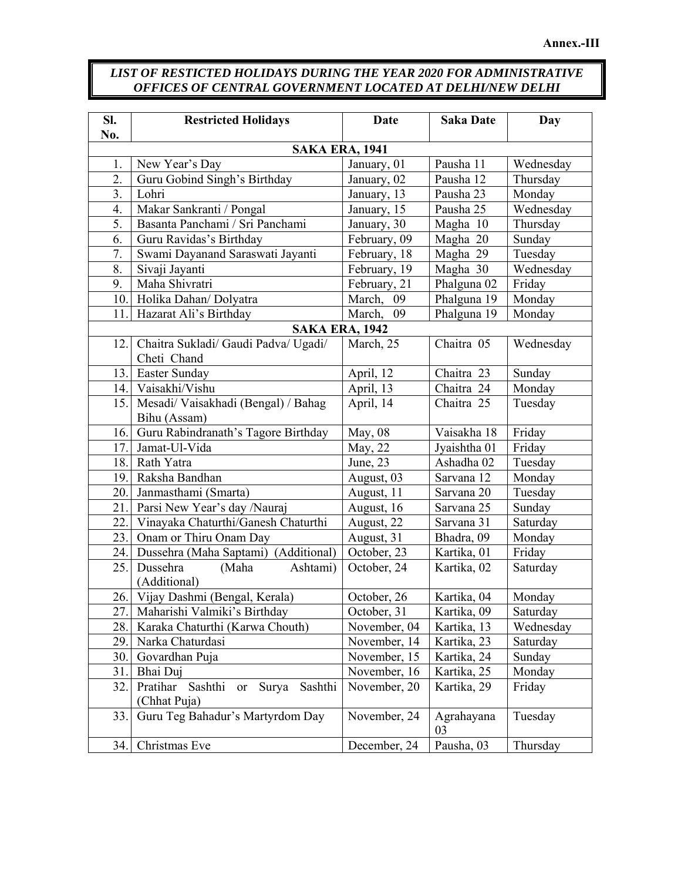**Annex.-III**

***LIST OF RESTICTED HOLIDAYS DURING THE YEAR 2020 FOR ADMINISTRATIVE OFFICES OF CENTRAL GOVERNMENT LOCATED AT DELHI/NEW DELHI***

| Sl. No. | Restricted Holidays | Date | Saka Date | Day |
|---|---|---|---|---|
| | **SAKA ERA, 1941** | | | |
| 1. | New Year's Day | January, 01 | Pausha 11 | Wednesday |
| 2. | Guru Gobind Singh's Birthday | January, 02 | Pausha 12 | Thursday |
| 3. | Lohri | January, 13 | Pausha 23 | Monday |
| 4. | Makar Sankranti / Pongal | January, 15 | Pausha 25 | Wednesday |
| 5. | Basanta Panchami / Sri Panchami | January, 30 | Magha 10 | Thursday |
| 6. | Guru Ravidas's Birthday | February, 09 | Magha 20 | Sunday |
| 7. | Swami Dayanand Saraswati Jayanti | February, 18 | Magha 29 | Tuesday |
| 8. | Sivaji Jayanti | February, 19 | Magha 30 | Wednesday |
| 9. | Maha Shivratri | February, 21 | Phalguna 02 | Friday |
| 10. | Holika Dahan/ Dolyatra | March, 09 | Phalguna 19 | Monday |
| 11. | Hazarat Ali's Birthday | March, 09 | Phalguna 19 | Monday |
| | **SAKA ERA, 1942** | | | |
| 12. | Chaitra Sukladi/ Gaudi Padva/ Ugadi/ Cheti Chand | March, 25 | Chaitra 05 | Wednesday |
| 13. | Easter Sunday | April, 12 | Chaitra 23 | Sunday |
| 14. | Vaisakhi/Vishu | April, 13 | Chaitra 24 | Monday |
| 15. | Mesadi/ Vaisakhadi (Bengal) / Bahag Bihu (Assam) | April, 14 | Chaitra 25 | Tuesday |
| 16. | Guru Rabindranath's Tagore Birthday | May, 08 | Vaisakha 18 | Friday |
| 17. | Jamat-Ul-Vida | May, 22 | Jyaishtha 01 | Friday |
| 18. | Rath Yatra | June, 23 | Ashadha 02 | Tuesday |
| 19. | Raksha Bandhan | August, 03 | Sarvana 12 | Monday |
| 20. | Janmasthami (Smarta) | August, 11 | Sarvana 20 | Tuesday |
| 21. | Parsi New Year's day /Nauraj | August, 16 | Sarvana 25 | Sunday |
| 22. | Vinayaka Chaturthi/Ganesh Chaturthi | August, 22 | Sarvana 31 | Saturday |
| 23. | Onam or Thiru Onam Day | August, 31 | Bhadra, 09 | Monday |
| 24. | Dussehra (Maha Saptami) (Additional) | October, 23 | Kartika, 01 | Friday |
| 25. | Dussehra (Maha Ashtami) (Additional) | October, 24 | Kartika, 02 | Saturday |
| 26. | Vijay Dashmi (Bengal, Kerala) | October, 26 | Kartika, 04 | Monday |
| 27. | Maharishi Valmiki's Birthday | October, 31 | Kartika, 09 | Saturday |
| 28. | Karaka Chaturthi (Karwa Chouth) | November, 04 | Kartika, 13 | Wednesday |
| 29. | Narka Chaturdasi | November, 14 | Kartika, 23 | Saturday |
| 30. | Govardhan Puja | November, 15 | Kartika, 24 | Sunday |
| 31. | Bhai Duj | November, 16 | Kartika, 25 | Monday |
| 32. | Pratihar Sashthi or Surya Sashthi (Chhat Puja) | November, 20 | Kartika, 29 | Friday |
| 33. | Guru Teg Bahadur's Martyrdom Day | November, 24 | Agrahayana 03 | Tuesday |
| 34. | Christmas Eve | December, 24 | Pausha, 03 | Thursday |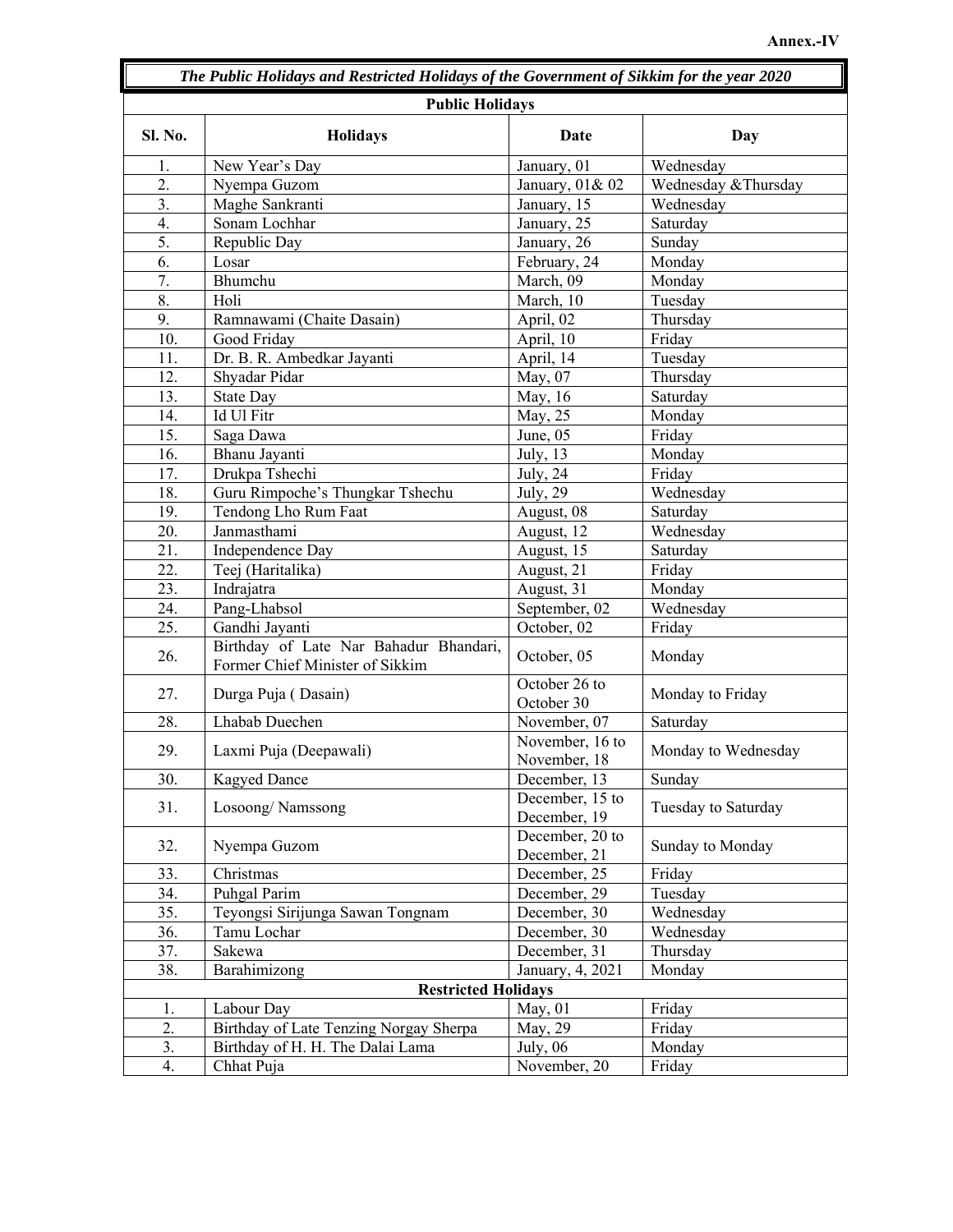**Annex.-IV**

| *The Public Holidays and Restricted Holidays of the Government of Sikkim for the year 2020* | | | |
|---|---|---|---|
| **Public Holidays** | | | |
| **Sl. No.** | **Holidays** | **Date** | **Day** |
| 1. | New Year's Day | January, 01 | Wednesday |
| 2. | Nyempa Guzom | January, 01& 02 | Wednesday &Thursday |
| 3. | Maghe Sankranti | January, 15 | Wednesday |
| 4. | Sonam Lochhar | January, 25 | Saturday |
| 5. | Republic Day | January, 26 | Sunday |
| 6. | Losar | February, 24 | Monday |
| 7. | Bhumchu | March, 09 | Monday |
| 8. | Holi | March, 10 | Tuesday |
| 9. | Ramnawami (Chaite Dasain) | April, 02 | Thursday |
| 10. | Good Friday | April, 10 | Friday |
| 11. | Dr. B. R. Ambedkar Jayanti | April, 14 | Tuesday |
| 12. | Shyadar Pidar | May, 07 | Thursday |
| 13. | State Day | May, 16 | Saturday |
| 14. | Id Ul Fitr | May, 25 | Monday |
| 15. | Saga Dawa | June, 05 | Friday |
| 16. | Bhanu Jayanti | July, 13 | Monday |
| 17. | Drukpa Tshechi | July, 24 | Friday |
| 18. | Guru Rimpoche's Thungkar Tshechu | July, 29 | Wednesday |
| 19. | Tendong Lho Rum Faat | August, 08 | Saturday |
| 20. | Janmasthami | August, 12 | Wednesday |
| 21. | Independence Day | August, 15 | Saturday |
| 22. | Teej (Haritalika) | August, 21 | Friday |
| 23. | Indrajatra | August, 31 | Monday |
| 24. | Pang-Lhabsol | September, 02 | Wednesday |
| 25. | Gandhi Jayanti | October, 02 | Friday |
| 26. | Birthday of Late Nar Bahadur Bhandari, Former Chief Minister of Sikkim | October, 05 | Monday |
| 27. | Durga Puja ( Dasain) | October 26 to October 30 | Monday to Friday |
| 28. | Lhabab Duechen | November, 07 | Saturday |
| 29. | Laxmi Puja (Deepawali) | November, 16 to November, 18 | Monday to Wednesday |
| 30. | Kagyed Dance | December, 13 | Sunday |
| 31. | Losoong/ Namssong | December, 15 to December, 19 | Tuesday to Saturday |
| 32. | Nyempa Guzom | December, 20 to December, 21 | Sunday to Monday |
| 33. | Christmas | December, 25 | Friday |
| 34. | Puhgal Parim | December, 29 | Tuesday |
| 35. | Teyongsi Sirijunga Sawan Tongnam | December, 30 | Wednesday |
| 36. | Tamu Lochar | December, 30 | Wednesday |
| 37. | Sakewa | December, 31 | Thursday |
| 38. | Barahimizong | January, 4, 2021 | Monday |
| **Restricted Holidays** | | | |
| 1. | Labour Day | May, 01 | Friday |
| 2. | Birthday of Late Tenzing Norgay Sherpa | May, 29 | Friday |
| 3. | Birthday of H. H. The Dalai Lama | July, 06 | Monday |
| 4. | Chhat Puja | November, 20 | Friday |